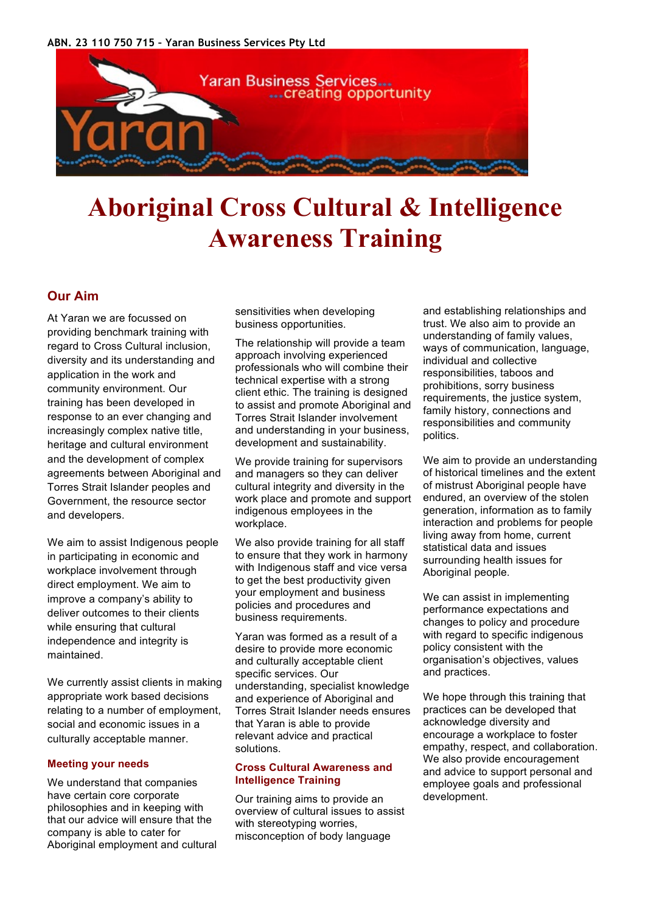ABN. 23 110 750 715 – Yaran Business Services Pty Ltd

Yaran Business Services... ...creating opportunity

# Aboriginal Cross Cultural & Intelligence Awareness Training

## Our Aim

At Yaran we are focussed on providing benchmark training with regard to Cross Cultural inclusion, diversity and its understanding and application in the work and community environment. Our training has been developed in response to an ever changing and increasingly complex native title, heritage and cultural environment and the development of complex agreements between Aboriginal and Torres Strait Islander peoples and Government, the resource sector and developers.

We aim to assist Indigenous people in participating in economic and workplace involvement through direct employment. We aim to improve a company's ability to deliver outcomes to their clients while ensuring that cultural independence and integrity is maintained.

We currently assist clients in making appropriate work based decisions relating to a number of employment, social and economic issues in a culturally acceptable manner.

### Meeting your needs

We understand that companies have certain core corporate philosophies and in keeping with that our advice will ensure that the company is able to cater for Aboriginal employment and cultural sensitivities when developing business opportunities.

The relationship will provide a team approach involving experienced professionals who will combine their technical expertise with a strong client ethic. The training is designed to assist and promote Aboriginal and Torres Strait Islander involvement and understanding in your business, development and sustainability.

We provide training for supervisors and managers so they can deliver cultural integrity and diversity in the work place and promote and support indigenous employees in the workplace.

We also provide training for all staff to ensure that they work in harmony with Indigenous staff and vice versa to get the best productivity given your employment and business policies and procedures and business requirements.

Yaran was formed as a result of a desire to provide more economic and culturally acceptable client specific services. Our understanding, specialist knowledge and experience of Aboriginal and Torres Strait Islander needs ensures that Yaran is able to provide relevant advice and practical solutions.

### Cross Cultural Awareness and Intelligence Training

Our training aims to provide an overview of cultural issues to assist with stereotyping worries, misconception of body language and establishing relationships and trust. We also aim to provide an understanding of family values, ways of communication, language, individual and collective responsibilities, taboos and prohibitions, sorry business requirements, the justice system, family history, connections and responsibilities and community politics.

We aim to provide an understanding of historical timelines and the extent of mistrust Aboriginal people have endured, an overview of the stolen generation, information as to family interaction and problems for people living away from home, current statistical data and issues surrounding health issues for Aboriginal people.

We can assist in implementing performance expectations and changes to policy and procedure with regard to specific indigenous policy consistent with the organisation's objectives, values and practices.

We hope through this training that practices can be developed that acknowledge diversity and encourage a workplace to foster empathy, respect, and collaboration. We also provide encouragement and advice to support personal and employee goals and professional development.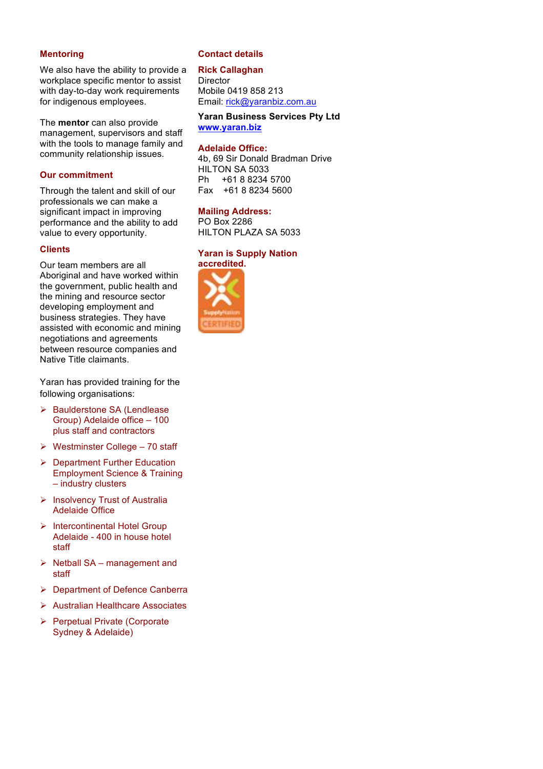## Mentoring

We also have the ability to provide a workplace specific mentor to assist with day-to-day work requirements for indigenous employees.

The **mentor** can also provide management, supervisors and staff with the tools to manage family and community relationship issues.

## Our commitment

Through the talent and skill of our professionals we can make a significant impact in improving performance and the ability to add value to every opportunity.

## Clients

Our team members are all Aboriginal and have worked within the government, public health and the mining and resource sector developing employment and business strategies. They have assisted with economic and mining negotiations and agreements between resource companies and Native Title claimants.

Yaran has provided training for the following organisations:

- Baulderstone SA (Lendlease Group) Adelaide office – 100 plus staff and contractors
- Westminster College – 70 staff
- Department Further Education Employment Science & Training – industry clusters
- Insolvency Trust of Australia Adelaide Office
- Intercontinental Hotel Group Adelaide - 400 in house hotel staff
- Netball SA – management and staff
- Department of Defence Canberra
- Australian Healthcare Associates
- Perpetual Private (Corporate Sydney & Adelaide)

## Contact details

**Rick Callaghan**
Director
Mobile 0419 858 213
Email: rick@yaranbiz.com.au

**Yaran Business Services Pty Ltd**
**www.yaran.biz**

**Adelaide Office:**
4b, 69 Sir Donald Bradman Drive
HILTON SA 5033
Ph +61 8 8234 5700
Fax +61 8 8234 5600

**Mailing Address:**
PO Box 2286
HILTON PLAZA SA 5033

**Yaran is Supply Nation accredited.**